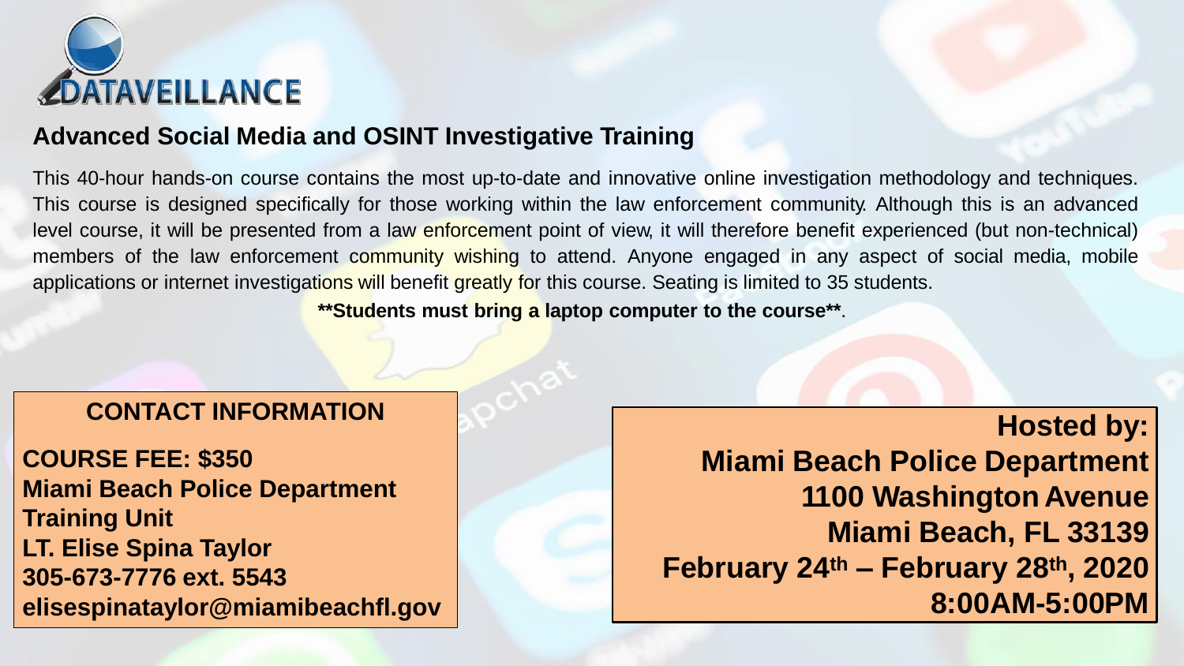# DATAVEILLANCE

## Advanced Social Media and OSINT Investigative Training

This 40-hour hands-on course contains the most up-to-date and innovative online investigation methodology and techniques. This course is designed specifically for those working within the law enforcement community. Although this is an advanced level course, it will be presented from a law enforcement point of view, it will therefore benefit experienced (but non-technical) members of the law enforcement community wishing to attend. Anyone engaged in any aspect of social media, mobile applications or internet investigations will benefit greatly for this course. Seating is limited to 35 students.

****Students must bring a laptop computer to the course****.

**CONTACT INFORMATION**

**COURSE FEE: $350**
**Miami Beach Police Department**
**Training Unit**
**LT. Elise Spina Taylor**
**305-673-7776 ext. 5543**
**elisespinataylor@miamibeachfl.gov**

**Hosted by:**
**Miami Beach Police Department**
**1100 Washington Avenue**
**Miami Beach, FL 33139**
**February 24th – February 28th, 2020**
**8:00AM-5:00PM**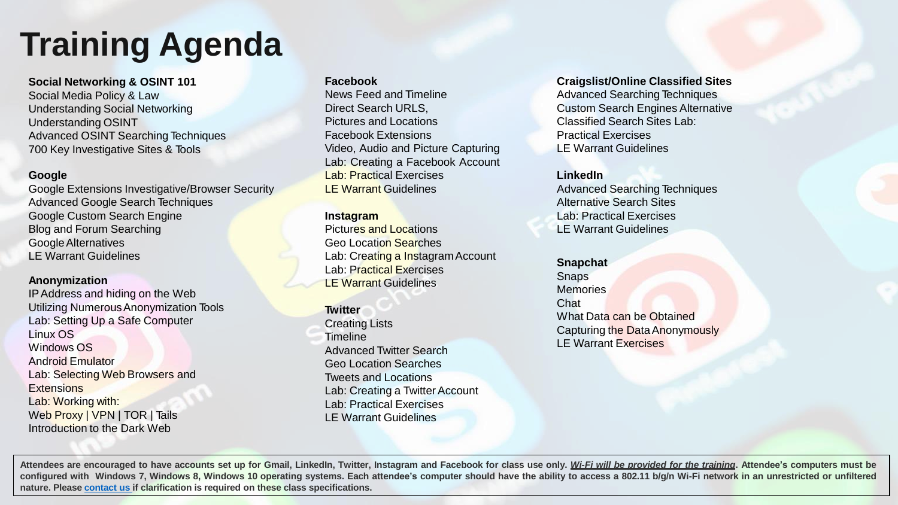# Training Agenda

**Social Networking & OSINT 101**
Social Media Policy & Law
Understanding Social Networking
Understanding OSINT
Advanced OSINT Searching Techniques
700 Key Investigative Sites & Tools

**Google**
Google Extensions Investigative/Browser Security
Advanced Google Search Techniques
Google Custom Search Engine
Blog and Forum Searching
Google Alternatives
LE Warrant Guidelines

**Anonymization**
IP Address and hiding on the Web
Utilizing Numerous Anonymization Tools
Lab: Setting Up a Safe Computer
Linux OS
Windows OS
Android Emulator
Lab: Selecting Web Browsers and Extensions
Lab: Working with:
Web Proxy | VPN | TOR | Tails
Introduction to the Dark Web

**Facebook**
News Feed and Timeline
Direct Search URLS,
Pictures and Locations
Facebook Extensions
Video, Audio and Picture Capturing
Lab: Creating a Facebook Account
Lab: Practical Exercises
LE Warrant Guidelines

**Instagram**
Pictures and Locations
Geo Location Searches
Lab: Creating a Instagram Account
Lab: Practical Exercises
LE Warrant Guidelines

**Twitter**
Creating Lists
Timeline
Advanced Twitter Search
Geo Location Searches
Tweets and Locations
Lab: Creating a Twitter Account
Lab: Practical Exercises
LE Warrant Guidelines

**Craigslist/Online Classified Sites**
Advanced Searching Techniques
Custom Search Engines Alternative
Classified Search Sites Lab:
Practical Exercises
LE Warrant Guidelines

**LinkedIn**
Advanced Searching Techniques
Alternative Search Sites
Lab: Practical Exercises
LE Warrant Guidelines

**Snapchat**
Snaps
Memories
Chat
What Data can be Obtained
Capturing the Data Anonymously
LE Warrant Exercises

**Attendees are encouraged to have accounts set up for Gmail, LinkedIn, Twitter, Instagram and Facebook for class use only. *Wi-Fi will be provided for the training*. Attendee's computers must be configured with Windows 7, Windows 8, Windows 10 operating systems. Each attendee's computer should have the ability to access a 802.11 b/g/n Wi-Fi network in an unrestricted or unfiltered nature. Please contact us if clarification is required on these class specifications.**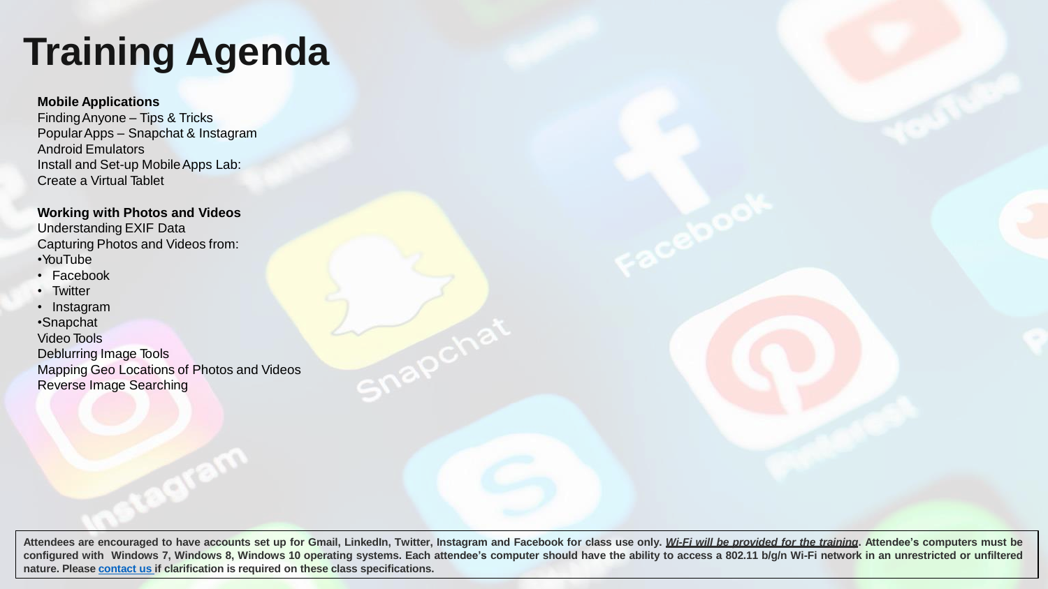# Training Agenda

**Mobile Applications**

Finding Anyone – Tips & Tricks
Popular Apps – Snapchat & Instagram
Android Emulators
Install and Set-up Mobile Apps Lab:
Create a Virtual Tablet

**Working with Photos and Videos**

Understanding EXIF Data
Capturing Photos and Videos from:

- YouTube
- Facebook
- Twitter
- Instagram
- Snapchat

Video Tools
Deblurring Image Tools
Mapping Geo Locations of Photos and Videos
Reverse Image Searching

**Attendees are encouraged to have accounts set up for Gmail, LinkedIn, Twitter, Instagram and Facebook for class use only. *Wi-Fi will be provided for the training*. Attendee's computers must be configured with Windows 7, Windows 8, Windows 10 operating systems. Each attendee's computer should have the ability to access a 802.11 b/g/n Wi-Fi network in an unrestricted or unfiltered nature. Please contact us if clarification is required on these class specifications.**